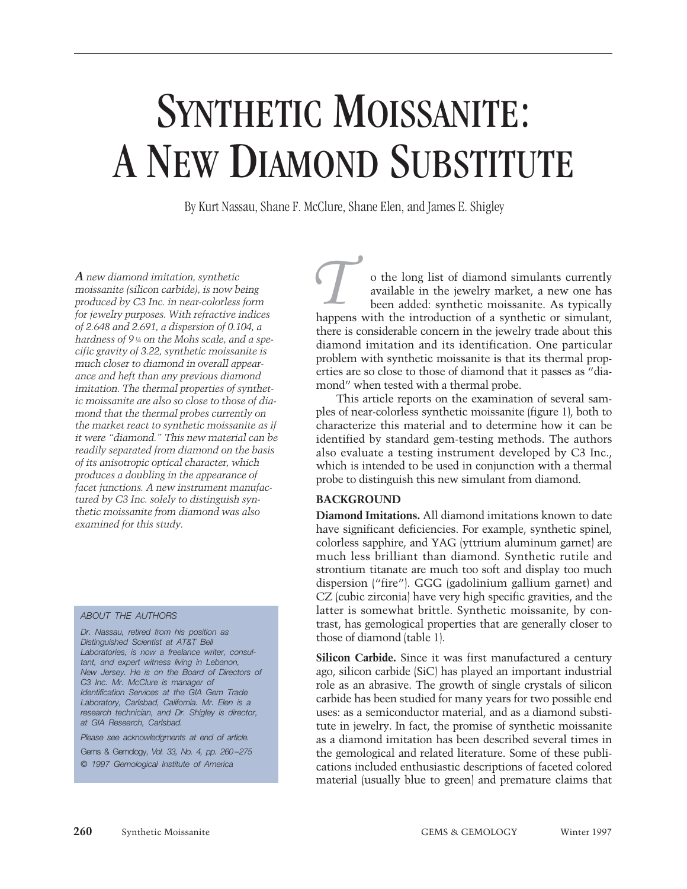# SYNTHETIC MOISSANITE: A NEW DIAMOND SUBSTITUTE

By Kurt Nassau, Shane F. McClure, Shane Elen, and James E. Shigley

*A new diamond imitation, synthetic moissanite (silicon carbide), is now being produced by C3 Inc. in near-colorless form for jewelry purposes. With refractive indices of 2.648 and 2.691, a dispersion of 0.104, a hardness of 9¼ on the Mohs scale, and a specific gravity of 3.22, synthetic moissanite is much closer to diamond in overall appearance and heft than any previous diamond imitation. The thermal properties of synthetic moissanite are also so close to those of diamond that the thermal probes currently on the market react to synthetic moissanite as if it were "diamond." This new material can be readily separated from diamond on the basis of its anisotropic optical character, which produces a doubling in the appearance of facet junctions. A new instrument manufactured by C3 Inc. solely to distinguish synthetic moissanite from diamond was also examined for this study.*

ABOUT THE AUTHORS

*Dr. Nassau, retired from his position as Distinguished Scientist at AT&T Bell Laboratories, is now a freelance writer, consultant, and expert witness living in Lebanon, New Jersey. He is on the Board of Directors of C3 Inc. Mr. McClure is manager of Identification Services at the GIA Gem Trade Laboratory, Carlsbad, California. Mr. Elen is a research technician, and Dr. Shigley is director, at GIA Research, Carlsbad.*

*Please see acknowledgments at end of article.*

Gems & Gemology, *Vol. 33, No. 4, pp. 260–275*

*© 1997 Gemological Institute of America*

To the long list of diamond simulants currently available in the jewelry market, a new one has been added: synthetic moissanite. As typically happens with the introduction of a synthetic or simulant, there is considerable concern in the jewelry trade about this diamond imitation and its identification. One particular problem with synthetic moissanite is that its thermal properties are so close to those of diamond that it passes as "diamond" when tested with a thermal probe.

This article reports on the examination of several samples of near-colorless synthetic moissanite (figure 1), both to characterize this material and to determine how it can be identified by standard gem-testing methods. The authors also evaluate a testing instrument developed by C3 Inc., which is intended to be used in conjunction with a thermal probe to distinguish this new simulant from diamond.

## BACKGROUND

**Diamond Imitations.** All diamond imitations known to date have significant deficiencies. For example, synthetic spinel, colorless sapphire, and YAG (yttrium aluminum garnet) are much less brilliant than diamond. Synthetic rutile and strontium titanate are much too soft and display too much dispersion ("fire"). GGG (gadolinium gallium garnet) and CZ (cubic zirconia) have very high specific gravities, and the latter is somewhat brittle. Synthetic moissanite, by contrast, has gemological properties that are generally closer to those of diamond (table 1).

**Silicon Carbide.** Since it was first manufactured a century ago, silicon carbide (SiC) has played an important industrial role as an abrasive. The growth of single crystals of silicon carbide has been studied for many years for two possible end uses: as a semiconductor material, and as a diamond substitute in jewelry. In fact, the promise of synthetic moissanite as a diamond imitation has been described several times in the gemological and related literature. Some of these publications included enthusiastic descriptions of faceted colored material (usually blue to green) and premature claims that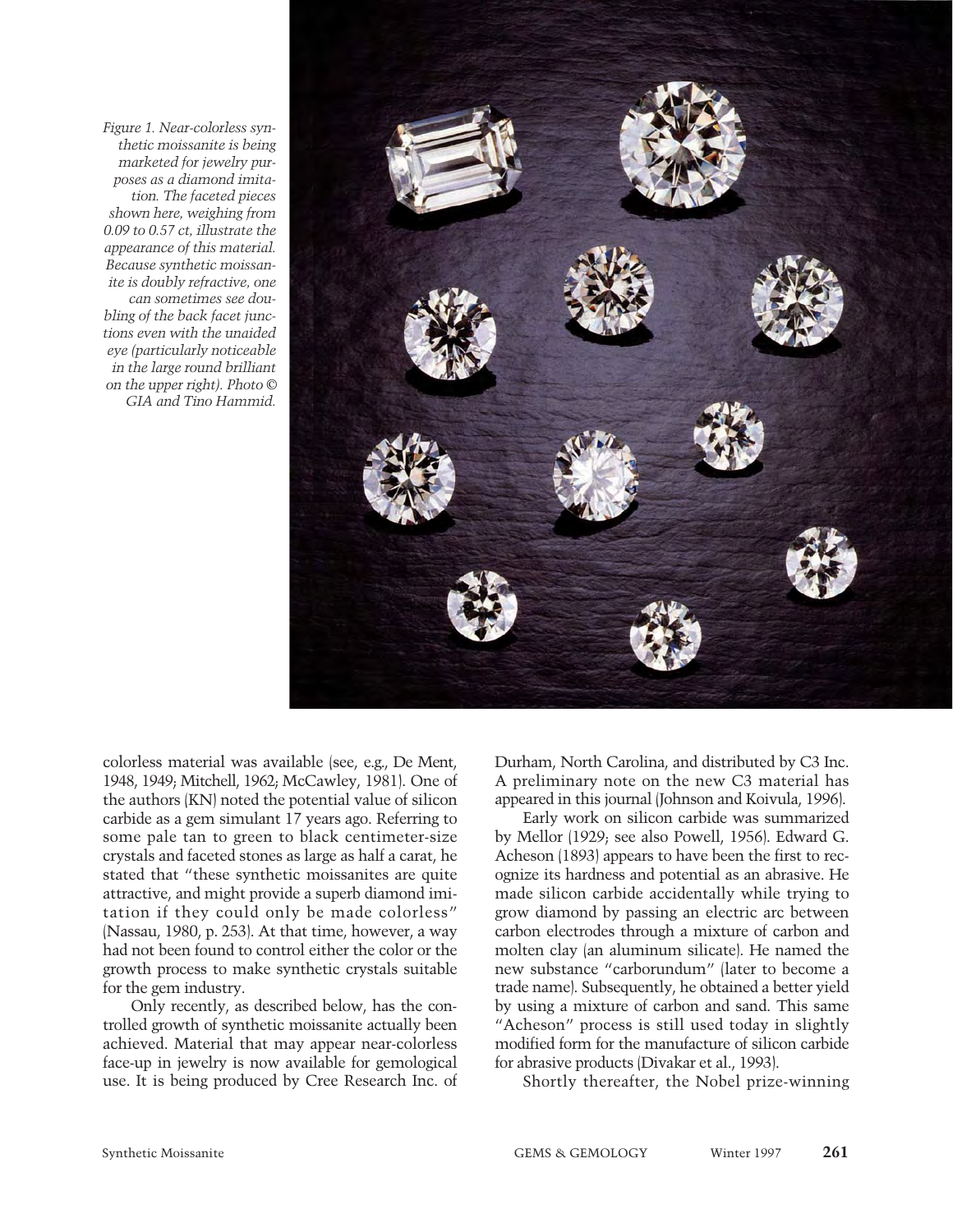Figure 1. Near-colorless synthetic moissanite is being marketed for jewelry purposes as a diamond imitation. The faceted pieces shown here, weighing from 0.09 to 0.57 ct, illustrate the appearance of this material. Because synthetic moissanite is doubly refractive, one can sometimes see doubling of the back facet junctions even with the unaided eye (particularly noticeable in the large round brilliant on the upper right). Photo © GIA and Tino Hammid.

colorless material was available (see, e.g., De Ment, 1948, 1949; Mitchell, 1962; McCawley, 1981). One of the authors (KN) noted the potential value of silicon carbide as a gem simulant 17 years ago. Referring to some pale tan to green to black centimeter-size crystals and faceted stones as large as half a carat, he stated that "these synthetic moissanites are quite attractive, and might provide a superb diamond imitation if they could only be made colorless" (Nassau, 1980, p. 253). At that time, however, a way had not been found to control either the color or the growth process to make synthetic crystals suitable for the gem industry.

Only recently, as described below, has the controlled growth of synthetic moissanite actually been achieved. Material that may appear near-colorless face-up in jewelry is now available for gemological use. It is being produced by Cree Research Inc. of Durham, North Carolina, and distributed by C3 Inc. A preliminary note on the new C3 material has appeared in this journal (Johnson and Koivula, 1996).

Early work on silicon carbide was summarized by Mellor (1929; see also Powell, 1956). Edward G. Acheson (1893) appears to have been the first to recognize its hardness and potential as an abrasive. He made silicon carbide accidentally while trying to grow diamond by passing an electric arc between carbon electrodes through a mixture of carbon and molten clay (an aluminum silicate). He named the new substance "carborundum" (later to become a trade name). Subsequently, he obtained a better yield by using a mixture of carbon and sand. This same "Acheson" process is still used today in slightly modified form for the manufacture of silicon carbide for abrasive products (Divakar et al., 1993).

Shortly thereafter, the Nobel prize-winning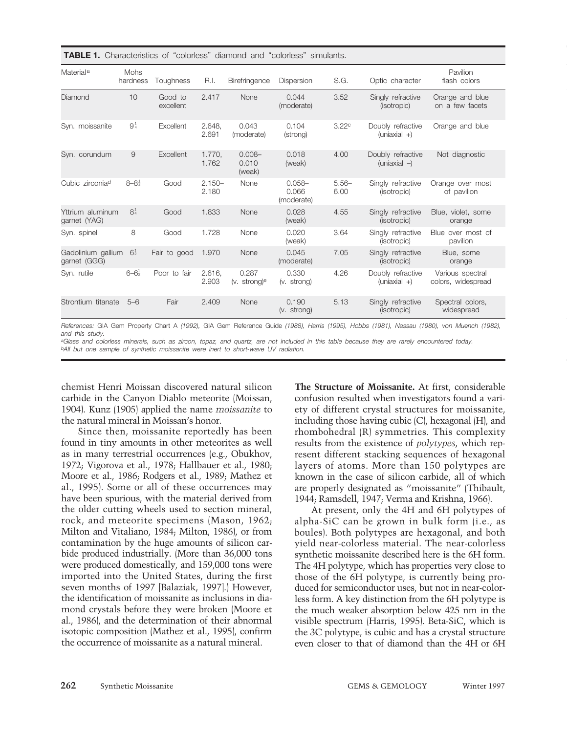**TABLE 1.** Characteristics of "colorless" diamond and "colorless" simulants.

| Material[a] | Mohs hardness | Toughness | R.I. | Birefringence | Dispersion | S.G. | Optic character | Pavilion flash colors |
|---|---|---|---|---|---|---|---|---|
| Diamond | 10 | Good to excellent | 2.417 | None | 0.044 (moderate) | 3.52 | Singly refractive (isotropic) | Orange and blue on a few facets |
| Syn. moissanite | 9¼ | Excellent | 2.648, 2.691 | 0.043 (moderate) | 0.104 (strong) | 3.22[c] | Doubly refractive (uniaxial +) | Orange and blue |
| Syn. corundum | 9 | Excellent | 1.770, 1.762 | 0.008–0.010 (weak) | 0.018 (weak) | 4.00 | Doubly refractive (uniaxial –) | Not diagnostic |
| Cubic zirconia[d] | 8–8½ | Good | 2.150–2.180 | None | 0.058–0.066 (moderate) | 5.56–6.00 | Singly refractive (isotropic) | Orange over most of pavilion |
| Yttrium aluminum garnet (YAG) | 8¼ | Good | 1.833 | None | 0.028 (weak) | 4.55 | Singly refractive (isotropic) | Blue, violet, some orange |
| Syn. spinel | 8 | Good | 1.728 | None | 0.020 (weak) | 3.64 | Singly refractive (isotropic) | Blue over most of pavilion |
| Gadolinium gallium garnet (GGG) | 6½ | Fair to good | 1.970 | None | 0.045 (moderate) | 7.05 | Singly refractive (isotropic) | Blue, some orange |
| Syn. rutile | 6–6½ | Poor to fair | 2.616, 2.903 | 0.287 (v. strong)[e] | 0.330 (v. strong) | 4.26 | Doubly refractive (uniaxial +) | Various spectral colors, widespread |
| Strontium titanate | 5–6 | Fair | 2.409 | None | 0.190 (v. strong) | 5.13 | Singly refractive (isotropic) | Spectral colors, widespread |

*References:* GIA Gem Property Chart A *(1992)*, GIA Gem Reference Guide *(1988)*, Harris *(1995)*, Hobbs *(1981)*, Nassau *(1980)*, von Muench *(1982)*, *and this study.*

[a]*Glass and colorless minerals, such as zircon, topaz, and quartz, are not included in this table because they are rarely encountered today.*

[b]*All but one sample of synthetic moissanite were inert to short-wave UV radiation.*

chemist Henri Moissan discovered natural silicon carbide in the Canyon Diablo meteorite (Moissan, 1904). Kunz (1905) applied the name *moissanite* to the natural mineral in Moissan's honor.

Since then, moissanite reportedly has been found in tiny amounts in other meteorites as well as in many terrestrial occurrences (e.g., Obukhov, 1972; Vigorova et al., 1978; Hallbauer et al., 1980; Moore et al., 1986; Rodgers et al., 1989; Mathez et al., 1995). Some or all of these occurrences may have been spurious, with the material derived from the older cutting wheels used to section mineral, rock, and meteorite specimens (Mason, 1962; Milton and Vitaliano, 1984; Milton, 1986), or from contamination by the huge amounts of silicon carbide produced industrially. (More than 36,000 tons were produced domestically, and 159,000 tons were imported into the United States, during the first seven months of 1997 [Balaziak, 1997].) However, the identification of moissanite as inclusions in diamond crystals before they were broken (Moore et al., 1986), and the determination of their abnormal isotopic composition (Mathez et al., 1995), confirm the occurrence of moissanite as a natural mineral.

**The Structure of Moissanite.** At first, considerable confusion resulted when investigators found a variety of different crystal structures for moissanite, including those having cubic (C), hexagonal (H), and rhombohedral (R) symmetries. This complexity results from the existence of *polytypes*, which represent different stacking sequences of hexagonal layers of atoms. More than 150 polytypes are known in the case of silicon carbide, all of which are properly designated as "moissanite" (Thibault, 1944; Ramsdell, 1947; Verma and Krishna, 1966).

At present, only the 4H and 6H polytypes of alpha-SiC can be grown in bulk form (i.e., as boules). Both polytypes are hexagonal, and both yield near-colorless material. The near-colorless synthetic moissanite described here is the 6H form. The 4H polytype, which has properties very close to those of the 6H polytype, is currently being produced for semiconductor uses, but not in near-colorless form. A key distinction from the 6H polytype is the much weaker absorption below 425 nm in the visible spectrum (Harris, 1995). Beta-SiC, which is the 3C polytype, is cubic and has a crystal structure even closer to that of diamond than the 4H or 6H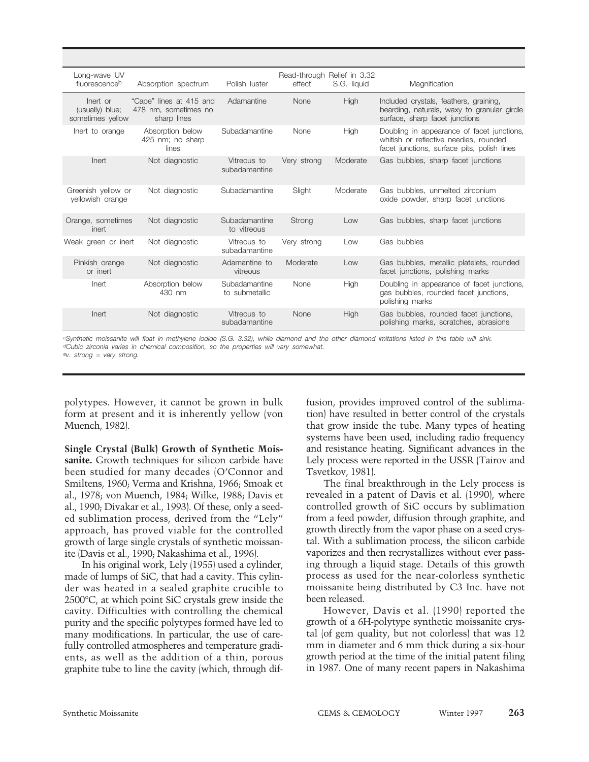| Long-wave UV fluorescence[b] | Absorption spectrum | Polish luster | Read-through effect | Relief in 3.32 S.G. liquid | Magnification |
|---|---|---|---|---|---|
| Inert or (usually) blue; sometimes yellow | "Cape" lines at 415 and 478 nm, sometimes no sharp lines | Adamantine | None | High | Included crystals, feathers, graining, bearding, naturals, waxy to granular girdle surface, sharp facet junctions |
| Inert to orange | Absorption below 425 nm; no sharp lines | Subadamantine | None | High | Doubling in appearance of facet junctions, whitish or reflective needles, rounded facet junctions, surface pits, polish lines |
| Inert | Not diagnostic | Vitreous to subadamantine | Very strong | Moderate | Gas bubbles, sharp facet junctions |
| Greenish yellow or yellowish orange | Not diagnostic | Subadamantine | Slight | Moderate | Gas bubbles, unmelted zirconium oxide powder, sharp facet junctions |
| Orange, sometimes inert | Not diagnostic | Subadamantine to vitreous | Strong | Low | Gas bubbles, sharp facet junctions |
| Weak green or inert | Not diagnostic | Vitreous to subadamantine | Very strong | Low | Gas bubbles |
| Pinkish orange or inert | Not diagnostic | Adamantine to vitreous | Moderate | Low | Gas bubbles, metallic platelets, rounded facet junctions, polishing marks |
| Inert | Absorption below 430 nm | Subadamantine to submetallic | None | High | Doubling in appearance of facet junctions, gas bubbles, rounded facet junctions, polishing marks |
| Inert | Not diagnostic | Vitreous to subadamantine | None | High | Gas bubbles, rounded facet junctions, polishing marks, scratches, abrasions |

[c]Synthetic moissanite will float in methylene iodide (S.G. 3.32), while diamond and the other diamond imitations listed in this table will sink.
[d]Cubic zirconia varies in chemical composition, so the properties will vary somewhat.
[e]v. strong = very strong.

polytypes. However, it cannot be grown in bulk form at present and it is inherently yellow (von Muench, 1982).

**Single Crystal (Bulk) Growth of Synthetic Moissanite.** Growth techniques for silicon carbide have been studied for many decades (O'Connor and Smiltens, 1960; Verma and Krishna, 1966; Smoak et al., 1978; von Muench, 1984; Wilke, 1988; Davis et al., 1990; Divakar et al., 1993). Of these, only a seeded sublimation process, derived from the "Lely" approach, has proved viable for the controlled growth of large single crystals of synthetic moissanite (Davis et al., 1990; Nakashima et al., 1996).

In his original work, Lely (1955) used a cylinder, made of lumps of SiC, that had a cavity. This cylinder was heated in a sealed graphite crucible to 2500°C, at which point SiC crystals grew inside the cavity. Difficulties with controlling the chemical purity and the specific polytypes formed have led to many modifications. In particular, the use of carefully controlled atmospheres and temperature gradients, as well as the addition of a thin, porous graphite tube to line the cavity (which, through diffusion, provides improved control of the sublimation) have resulted in better control of the crystals that grow inside the tube. Many types of heating systems have been used, including radio frequency and resistance heating. Significant advances in the Lely process were reported in the USSR (Tairov and Tsvetkov, 1981).

The final breakthrough in the Lely process is revealed in a patent of Davis et al. (1990), where controlled growth of SiC occurs by sublimation from a feed powder, diffusion through graphite, and growth directly from the vapor phase on a seed crystal. With a sublimation process, the silicon carbide vaporizes and then recrystallizes without ever passing through a liquid stage. Details of this growth process as used for the near-colorless synthetic moissanite being distributed by C3 Inc. have not been released.

However, Davis et al. (1990) reported the growth of a 6H-polytype synthetic moissanite crystal (of gem quality, but not colorless) that was 12 mm in diameter and 6 mm thick during a six-hour growth period at the time of the initial patent filing in 1987. One of many recent papers in Nakashima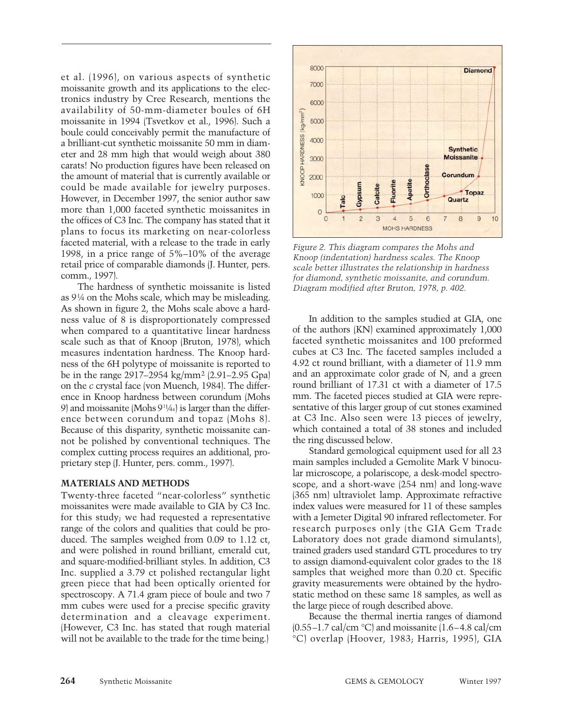et al. (1996), on various aspects of synthetic moissanite growth and its applications to the electronics industry by Cree Research, mentions the availability of 50-mm-diameter boules of 6H moissanite in 1994 (Tsvetkov et al., 1996). Such a boule could conceivably permit the manufacture of a brilliant-cut synthetic moissanite 50 mm in diameter and 28 mm high that would weigh about 380 carats! No production figures have been released on the amount of material that is currently available or could be made available for jewelry purposes. However, in December 1997, the senior author saw more than 1,000 faceted synthetic moissanites in the offices of C3 Inc. The company has stated that it plans to focus its marketing on near-colorless faceted material, with a release to the trade in early 1998, in a price range of 5%–10% of the average retail price of comparable diamonds (J. Hunter, pers. comm., 1997).

The hardness of synthetic moissanite is listed as 9¼ on the Mohs scale, which may be misleading. As shown in figure 2, the Mohs scale above a hardness value of 8 is disproportionately compressed when compared to a quantitative linear hardness scale such as that of Knoop (Bruton, 1978), which measures indentation hardness. The Knoop hardness of the 6H polytype of moissanite is reported to be in the range 2917–2954 kg/mm$^2$ (2.91–2.95 Gpa) on the *c* crystal face (von Muench, 1984). The difference in Knoop hardness between corundum (Mohs 9) and moissanite (Mohs 9$^{11}/_{44}$) is larger than the difference between corundum and topaz (Mohs 8). Because of this disparity, synthetic moissanite cannot be polished by conventional techniques. The complex cutting process requires an additional, proprietary step (J. Hunter, pers. comm., 1997).

*Figure 2. This diagram compares the Mohs and Knoop (indentation) hardness scales. The Knoop scale better illustrates the relationship in hardness for diamond, synthetic moissanite, and corundum. Diagram modified after Bruton, 1978, p. 402.*

## MATERIALS AND METHODS

Twenty-three faceted "near-colorless" synthetic moissanites were made available to GIA by C3 Inc. for this study; we had requested a representative range of the colors and qualities that could be produced. The samples weighed from 0.09 to 1.12 ct, and were polished in round brilliant, emerald cut, and square-modified-brilliant styles. In addition, C3 Inc. supplied a 3.79 ct polished rectangular light green piece that had been optically oriented for spectroscopy. A 71.4 gram piece of boule and two 7 mm cubes were used for a precise specific gravity determination and a cleavage experiment. (However, C3 Inc. has stated that rough material will not be available to the trade for the time being.)

In addition to the samples studied at GIA, one of the authors (KN) examined approximately 1,000 faceted synthetic moissanites and 100 preformed cubes at C3 Inc. The faceted samples included a 4.92 ct round brilliant, with a diameter of 11.9 mm and an approximate color grade of N, and a green round brilliant of 17.31 ct with a diameter of 17.5 mm. The faceted pieces studied at GIA were representative of this larger group of cut stones examined at C3 Inc. Also seen were 13 pieces of jewelry, which contained a total of 38 stones and included the ring discussed below.

Standard gemological equipment used for all 23 main samples included a Gemolite Mark V binocular microscope, a polariscope, a desk-model spectroscope, and a short-wave (254 nm) and long-wave (365 nm) ultraviolet lamp. Approximate refractive index values were measured for 11 of these samples with a Jemeter Digital 90 infrared reflectometer. For research purposes only (the GIA Gem Trade Laboratory does not grade diamond simulants), trained graders used standard GTL procedures to try to assign diamond-equivalent color grades to the 18 samples that weighed more than 0.20 ct. Specific gravity measurements were obtained by the hydrostatic method on these same 18 samples, as well as the large piece of rough described above.

Because the thermal inertia ranges of diamond (0.55–1.7 cal/cm °C) and moissanite (1.6–4.8 cal/cm °C) overlap (Hoover, 1983; Harris, 1995), GIA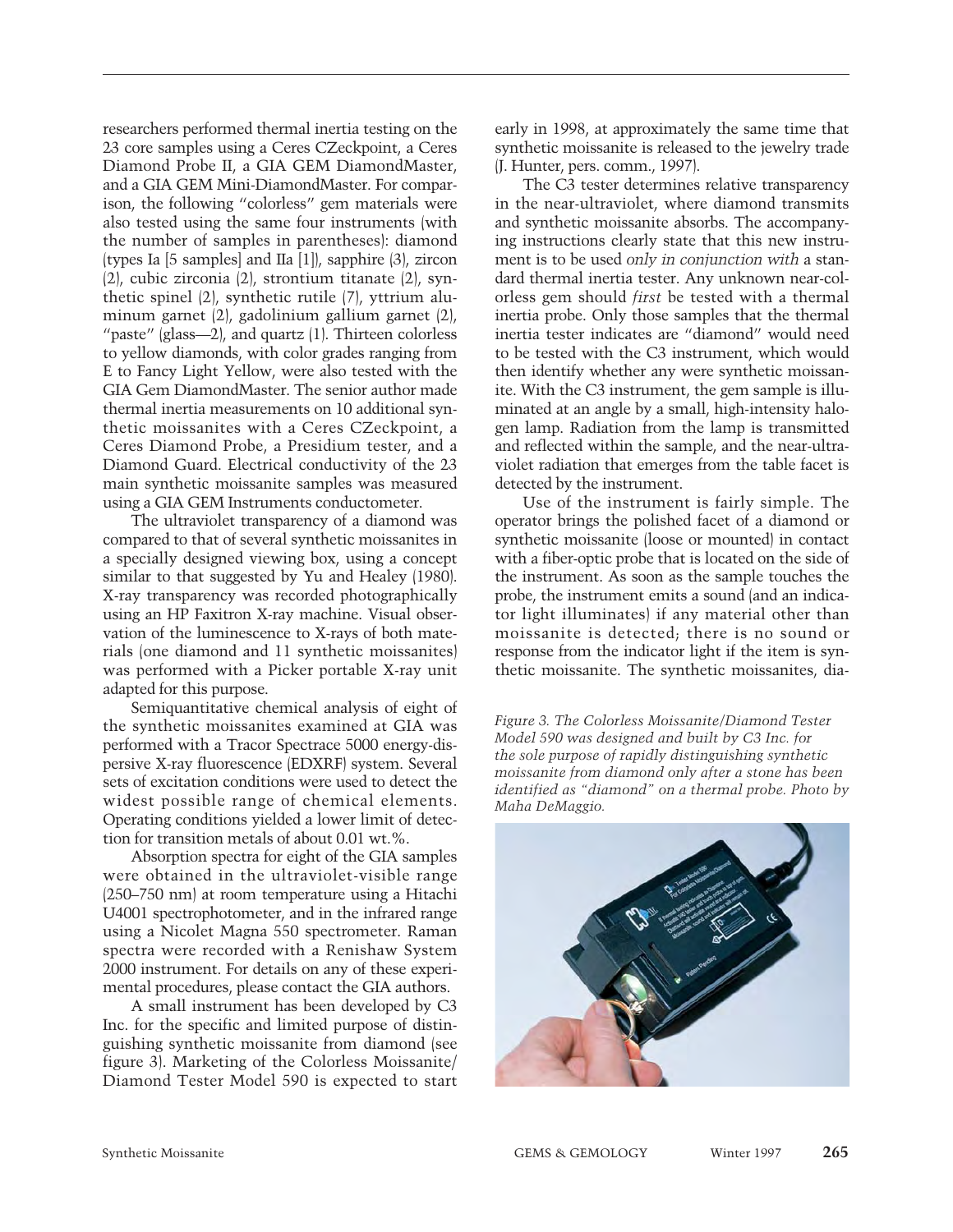researchers performed thermal inertia testing on the 23 core samples using a Ceres CZeckpoint, a Ceres Diamond Probe II, a GIA GEM DiamondMaster, and a GIA GEM Mini-DiamondMaster. For comparison, the following "colorless" gem materials were also tested using the same four instruments (with the number of samples in parentheses): diamond (types Ia [5 samples] and IIa [1]), sapphire (3), zircon (2), cubic zirconia (2), strontium titanate (2), synthetic spinel (2), synthetic rutile (7), yttrium aluminum garnet (2), gadolinium gallium garnet (2), "paste" (glass—2), and quartz (1). Thirteen colorless to yellow diamonds, with color grades ranging from E to Fancy Light Yellow, were also tested with the GIA Gem DiamondMaster. The senior author made thermal inertia measurements on 10 additional synthetic moissanites with a Ceres CZeckpoint, a Ceres Diamond Probe, a Presidium tester, and a Diamond Guard. Electrical conductivity of the 23 main synthetic moissanite samples was measured using a GIA GEM Instruments conductometer.

The ultraviolet transparency of a diamond was compared to that of several synthetic moissanites in a specially designed viewing box, using a concept similar to that suggested by Yu and Healey (1980). X-ray transparency was recorded photographically using an HP Faxitron X-ray machine. Visual observation of the luminescence to X-rays of both materials (one diamond and 11 synthetic moissanites) was performed with a Picker portable X-ray unit adapted for this purpose.

Semiquantitative chemical analysis of eight of the synthetic moissanites examined at GIA was performed with a Tracor Spectrace 5000 energy-dispersive X-ray fluorescence (EDXRF) system. Several sets of excitation conditions were used to detect the widest possible range of chemical elements. Operating conditions yielded a lower limit of detection for transition metals of about 0.01 wt.%.

Absorption spectra for eight of the GIA samples were obtained in the ultraviolet-visible range (250–750 nm) at room temperature using a Hitachi U4001 spectrophotometer, and in the infrared range using a Nicolet Magna 550 spectrometer. Raman spectra were recorded with a Renishaw System 2000 instrument. For details on any of these experimental procedures, please contact the GIA authors.

A small instrument has been developed by C3 Inc. for the specific and limited purpose of distinguishing synthetic moissanite from diamond (see figure 3). Marketing of the Colorless Moissanite/Diamond Tester Model 590 is expected to start early in 1998, at approximately the same time that synthetic moissanite is released to the jewelry trade (J. Hunter, pers. comm., 1997).

The C3 tester determines relative transparency in the near-ultraviolet, where diamond transmits and synthetic moissanite absorbs. The accompanying instructions clearly state that this new instrument is to be used *only in conjunction with* a standard thermal inertia tester. Any unknown near-colorless gem should *first* be tested with a thermal inertia probe. Only those samples that the thermal inertia tester indicates are "diamond" would need to be tested with the C3 instrument, which would then identify whether any were synthetic moissanite. With the C3 instrument, the gem sample is illuminated at an angle by a small, high-intensity halogen lamp. Radiation from the lamp is transmitted and reflected within the sample, and the near-ultraviolet radiation that emerges from the table facet is detected by the instrument.

Use of the instrument is fairly simple. The operator brings the polished facet of a diamond or synthetic moissanite (loose or mounted) in contact with a fiber-optic probe that is located on the side of the instrument. As soon as the sample touches the probe, the instrument emits a sound (and an indicator light illuminates) if any material other than moissanite is detected; there is no sound or response from the indicator light if the item is synthetic moissanite. The synthetic moissanites, dia-

*Figure 3. The Colorless Moissanite/Diamond Tester Model 590 was designed and built by C3 Inc. for the sole purpose of rapidly distinguishing synthetic moissanite from diamond only after a stone has been identified as "diamond" on a thermal probe. Photo by Maha DeMaggio.*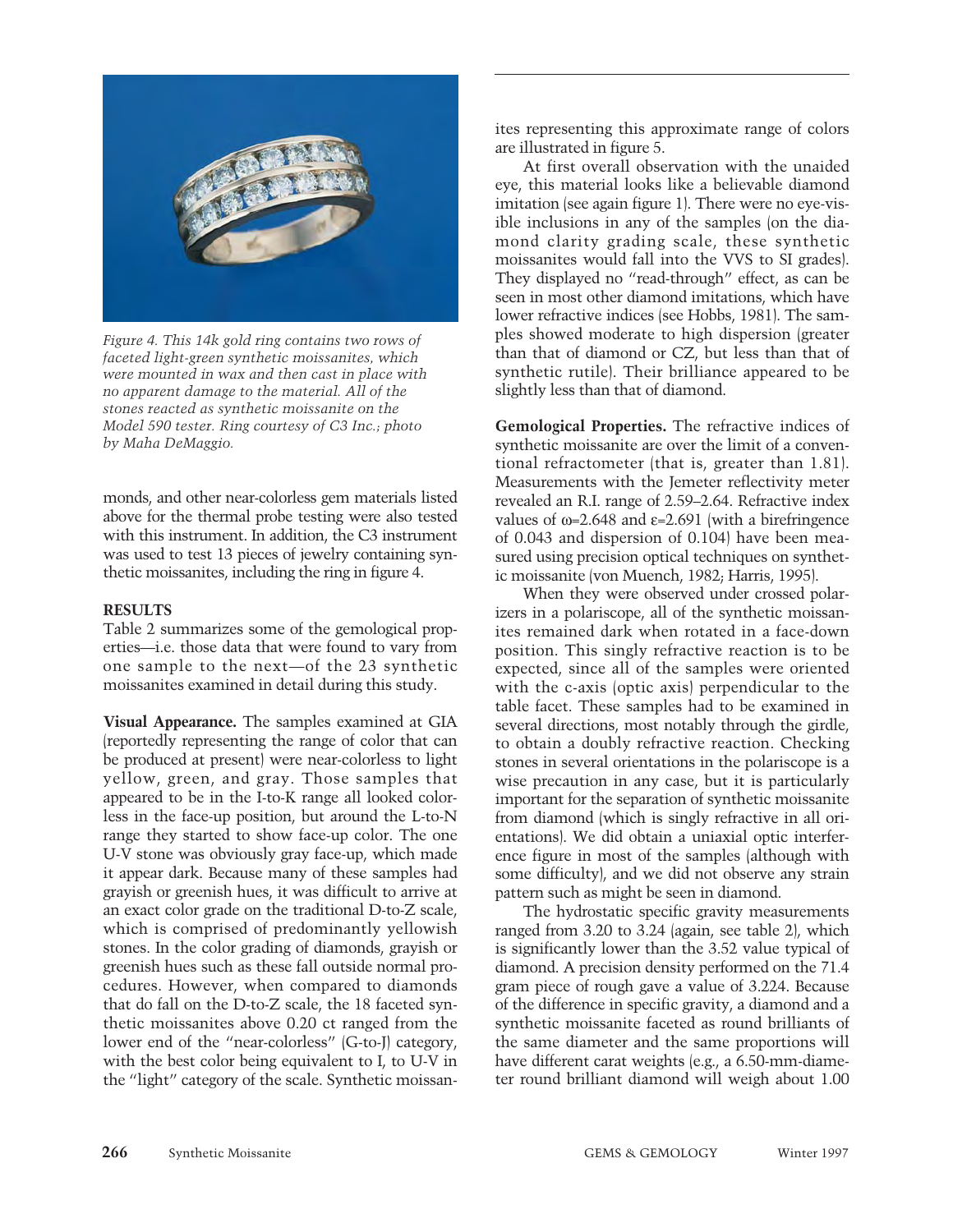Figure 4. This 14k gold ring contains two rows of faceted light-green synthetic moissanites, which were mounted in wax and then cast in place with no apparent damage to the material. All of the stones reacted as synthetic moissanite on the Model 590 tester. Ring courtesy of C3 Inc.; photo by Maha DeMaggio.

monds, and other near-colorless gem materials listed above for the thermal probe testing were also tested with this instrument. In addition, the C3 instrument was used to test 13 pieces of jewelry containing synthetic moissanites, including the ring in figure 4.

## RESULTS

Table 2 summarizes some of the gemological properties—i.e. those data that were found to vary from one sample to the next—of the 23 synthetic moissanites examined in detail during this study.

**Visual Appearance.** The samples examined at GIA (reportedly representing the range of color that can be produced at present) were near-colorless to light yellow, green, and gray. Those samples that appeared to be in the I-to-K range all looked colorless in the face-up position, but around the L-to-N range they started to show face-up color. The one U-V stone was obviously gray face-up, which made it appear dark. Because many of these samples had grayish or greenish hues, it was difficult to arrive at an exact color grade on the traditional D-to-Z scale, which is comprised of predominantly yellowish stones. In the color grading of diamonds, grayish or greenish hues such as these fall outside normal procedures. However, when compared to diamonds that do fall on the D-to-Z scale, the 18 faceted synthetic moissanites above 0.20 ct ranged from the lower end of the "near-colorless" (G-to-J) category, with the best color being equivalent to I, to U-V in the "light" category of the scale. Synthetic moissanites representing this approximate range of colors are illustrated in figure 5.

At first overall observation with the unaided eye, this material looks like a believable diamond imitation (see again figure 1). There were no eye-visible inclusions in any of the samples (on the diamond clarity grading scale, these synthetic moissanites would fall into the VVS to SI grades). They displayed no "read-through" effect, as can be seen in most other diamond imitations, which have lower refractive indices (see Hobbs, 1981). The samples showed moderate to high dispersion (greater than that of diamond or CZ, but less than that of synthetic rutile). Their brilliance appeared to be slightly less than that of diamond.

**Gemological Properties.** The refractive indices of synthetic moissanite are over the limit of a conventional refractometer (that is, greater than 1.81). Measurements with the Jemeter reflectivity meter revealed an R.I. range of 2.59–2.64. Refractive index values of $\omega$=2.648 and $\varepsilon$=2.691 (with a birefringence of 0.043 and dispersion of 0.104) have been measured using precision optical techniques on synthetic moissanite (von Muench, 1982; Harris, 1995).

When they were observed under crossed polarizers in a polariscope, all of the synthetic moissanites remained dark when rotated in a face-down position. This singly refractive reaction is to be expected, since all of the samples were oriented with the c-axis (optic axis) perpendicular to the table facet. These samples had to be examined in several directions, most notably through the girdle, to obtain a doubly refractive reaction. Checking stones in several orientations in the polariscope is a wise precaution in any case, but it is particularly important for the separation of synthetic moissanite from diamond (which is singly refractive in all orientations). We did obtain a uniaxial optic interference figure in most of the samples (although with some difficulty), and we did not observe any strain pattern such as might be seen in diamond.

The hydrostatic specific gravity measurements ranged from 3.20 to 3.24 (again, see table 2), which is significantly lower than the 3.52 value typical of diamond. A precision density performed on the 71.4 gram piece of rough gave a value of 3.224. Because of the difference in specific gravity, a diamond and a synthetic moissanite faceted as round brilliants of the same diameter and the same proportions will have different carat weights (e.g., a 6.50-mm-diameter round brilliant diamond will weigh about 1.00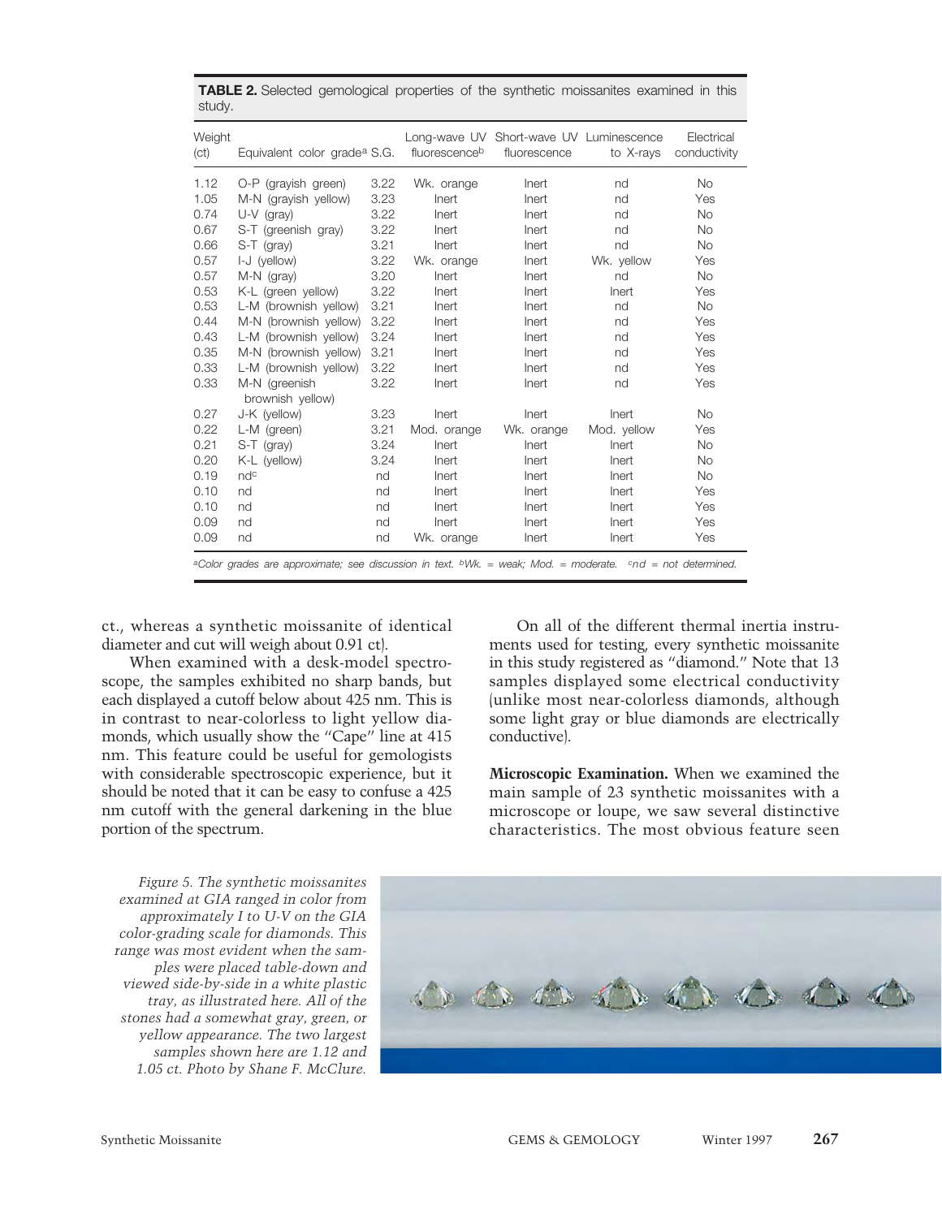**TABLE 2.** Selected gemological properties of the synthetic moissanites examined in this study.

| Weight (ct) | Equivalent color grade[a] | S.G. | Long-wave UV fluorescence[b] | Short-wave UV fluorescence | Luminescence to X-rays | Electrical conductivity |
|---|---|---|---|---|---|---|
| 1.12 | O-P (grayish green) | 3.22 | Wk. orange | Inert | nd | No |
| 1.05 | M-N (grayish yellow) | 3.23 | Inert | Inert | nd | Yes |
| 0.74 | U-V (gray) | 3.22 | Inert | Inert | nd | No |
| 0.67 | S-T (greenish gray) | 3.22 | Inert | Inert | nd | No |
| 0.66 | S-T (gray) | 3.21 | Inert | Inert | nd | No |
| 0.57 | I-J (yellow) | 3.22 | Wk. orange | Inert | Wk. yellow | Yes |
| 0.57 | M-N (gray) | 3.20 | Inert | Inert | nd | No |
| 0.53 | K-L (green yellow) | 3.22 | Inert | Inert | Inert | Yes |
| 0.53 | L-M (brownish yellow) | 3.21 | Inert | Inert | nd | No |
| 0.44 | M-N (brownish yellow) | 3.22 | Inert | Inert | nd | Yes |
| 0.43 | L-M (brownish yellow) | 3.24 | Inert | Inert | nd | Yes |
| 0.35 | M-N (brownish yellow) | 3.21 | Inert | Inert | nd | Yes |
| 0.33 | L-M (brownish yellow) | 3.22 | Inert | Inert | nd | Yes |
| 0.33 | M-N (greenish brownish yellow) | 3.22 | Inert | Inert | nd | Yes |
| 0.27 | J-K (yellow) | 3.23 | Inert | Inert | Inert | No |
| 0.22 | L-M (green) | 3.21 | Mod. orange | Wk. orange | Mod. yellow | Yes |
| 0.21 | S-T (gray) | 3.24 | Inert | Inert | Inert | No |
| 0.20 | K-L (yellow) | 3.24 | Inert | Inert | Inert | No |
| 0.19 | nd[c] | nd | Inert | Inert | Inert | No |
| 0.10 | nd | nd | Inert | Inert | Inert | Yes |
| 0.10 | nd | nd | Inert | Inert | Inert | Yes |
| 0.09 | nd | nd | Inert | Inert | Inert | Yes |
| 0.09 | nd | nd | Wk. orange | Inert | Inert | Yes |

[a]*Color grades are approximate; see discussion in text.* [b]*Wk. = weak; Mod. = moderate.* [c]*nd = not determined.*

ct., whereas a synthetic moissanite of identical diameter and cut will weigh about 0.91 ct).

When examined with a desk-model spectroscope, the samples exhibited no sharp bands, but each displayed a cutoff below about 425 nm. This is in contrast to near-colorless to light yellow diamonds, which usually show the "Cape" line at 415 nm. This feature could be useful for gemologists with considerable spectroscopic experience, but it should be noted that it can be easy to confuse a 425 nm cutoff with the general darkening in the blue portion of the spectrum.

On all of the different thermal inertia instruments used for testing, every synthetic moissanite in this study registered as "diamond." Note that 13 samples displayed some electrical conductivity (unlike most near-colorless diamonds, although some light gray or blue diamonds are electrically conductive).

**Microscopic Examination.** When we examined the main sample of 23 synthetic moissanites with a microscope or loupe, we saw several distinctive characteristics. The most obvious feature seen

*Figure 5. The synthetic moissanites examined at GIA ranged in color from approximately I to U-V on the GIA color-grading scale for diamonds. This range was most evident when the samples were placed table-down and viewed side-by-side in a white plastic tray, as illustrated here. All of the stones had a somewhat gray, green, or yellow appearance. The two largest samples shown here are 1.12 and 1.05 ct. Photo by Shane F. McClure.*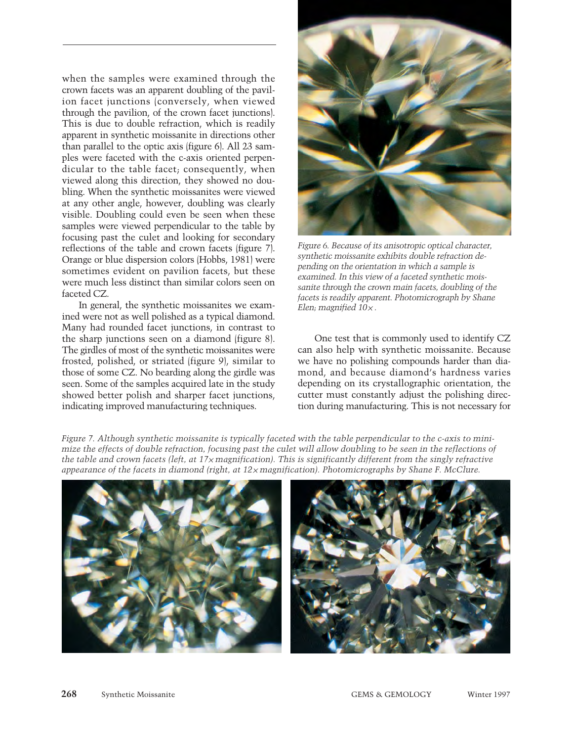when the samples were examined through the crown facets was an apparent doubling of the pavilion facet junctions (conversely, when viewed through the pavilion, of the crown facet junctions). This is due to double refraction, which is readily apparent in synthetic moissanite in directions other than parallel to the optic axis (figure 6). All 23 samples were faceted with the c-axis oriented perpendicular to the table facet; consequently, when viewed along this direction, they showed no doubling. When the synthetic moissanites were viewed at any other angle, however, doubling was clearly visible. Doubling could even be seen when these samples were viewed perpendicular to the table by focusing past the culet and looking for secondary reflections of the table and crown facets (figure 7). Orange or blue dispersion colors (Hobbs, 1981) were sometimes evident on pavilion facets, but these were much less distinct than similar colors seen on faceted CZ.

In general, the synthetic moissanites we examined were not as well polished as a typical diamond. Many had rounded facet junctions, in contrast to the sharp junctions seen on a diamond (figure 8). The girdles of most of the synthetic moissanites were frosted, polished, or striated (figure 9), similar to those of some CZ. No bearding along the girdle was seen. Some of the samples acquired late in the study showed better polish and sharper facet junctions, indicating improved manufacturing techniques.

*Figure 6. Because of its anisotropic optical character, synthetic moissanite exhibits double refraction depending on the orientation in which a sample is examined. In this view of a faceted synthetic moissanite through the crown main facets, doubling of the facets is readily apparent. Photomicrograph by Shane Elen; magnified 10×.*

One test that is commonly used to identify CZ can also help with synthetic moissanite. Because we have no polishing compounds harder than diamond, and because diamond's hardness varies depending on its crystallographic orientation, the cutter must constantly adjust the polishing direction during manufacturing. This is not necessary for

*Figure 7. Although synthetic moissanite is typically faceted with the table perpendicular to the c-axis to minimize the effects of double refraction, focusing past the culet will allow doubling to be seen in the reflections of the table and crown facets (left, at 17× magnification). This is significantly different from the singly refractive appearance of the facets in diamond (right, at 12× magnification). Photomicrographs by Shane F. McClure.*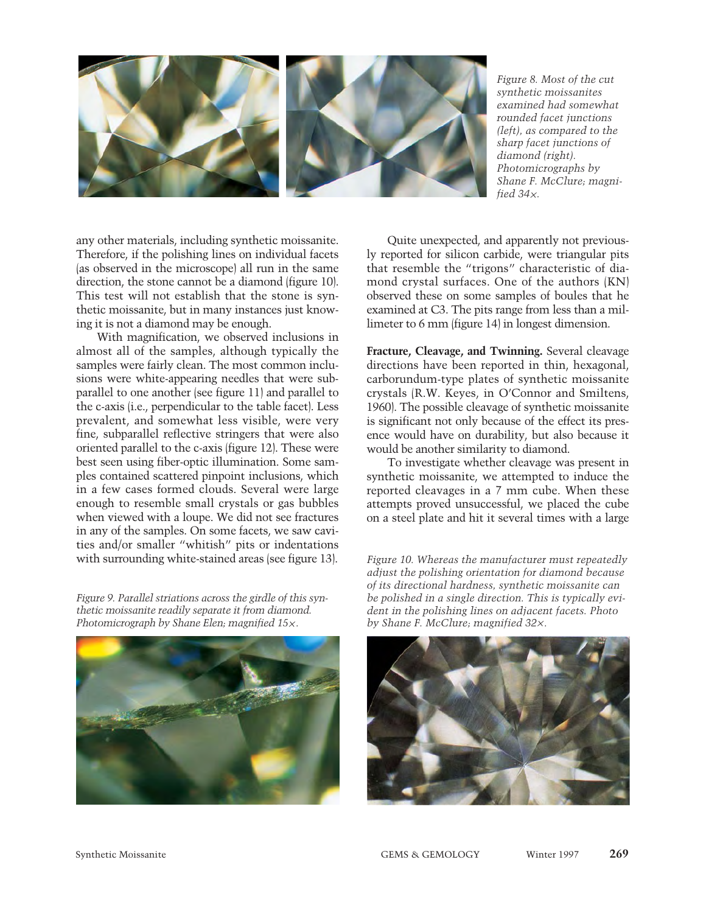*Figure 8. Most of the cut synthetic moissanites examined had somewhat rounded facet junctions (left), as compared to the sharp facet junctions of diamond (right). Photomicrographs by Shane F. McClure; magnified 34×.*

any other materials, including synthetic moissanite. Therefore, if the polishing lines on individual facets (as observed in the microscope) all run in the same direction, the stone cannot be a diamond (figure 10). This test will not establish that the stone is synthetic moissanite, but in many instances just knowing it is not a diamond may be enough.

With magnification, we observed inclusions in almost all of the samples, although typically the samples were fairly clean. The most common inclusions were white-appearing needles that were subparallel to one another (see figure 11) and parallel to the c-axis (i.e., perpendicular to the table facet). Less prevalent, and somewhat less visible, were very fine, subparallel reflective stringers that were also oriented parallel to the c-axis (figure 12). These were best seen using fiber-optic illumination. Some samples contained scattered pinpoint inclusions, which in a few cases formed clouds. Several were large enough to resemble small crystals or gas bubbles when viewed with a loupe. We did not see fractures in any of the samples. On some facets, we saw cavities and/or smaller "whitish" pits or indentations with surrounding white-stained areas (see figure 13).

*Figure 9. Parallel striations across the girdle of this synthetic moissanite readily separate it from diamond. Photomicrograph by Shane Elen; magnified 15×.*

Quite unexpected, and apparently not previously reported for silicon carbide, were triangular pits that resemble the "trigons" characteristic of diamond crystal surfaces. One of the authors (KN) observed these on some samples of boules that he examined at C3. The pits range from less than a millimeter to 6 mm (figure 14) in longest dimension.

**Fracture, Cleavage, and Twinning.** Several cleavage directions have been reported in thin, hexagonal, carborundum-type plates of synthetic moissanite crystals (R.W. Keyes, in O'Connor and Smiltens, 1960). The possible cleavage of synthetic moissanite is significant not only because of the effect its presence would have on durability, but also because it would be another similarity to diamond.

To investigate whether cleavage was present in synthetic moissanite, we attempted to induce the reported cleavages in a 7 mm cube. When these attempts proved unsuccessful, we placed the cube on a steel plate and hit it several times with a large

*Figure 10. Whereas the manufacturer must repeatedly adjust the polishing orientation for diamond because of its directional hardness, synthetic moissanite can be polished in a single direction. This is typically evident in the polishing lines on adjacent facets. Photo by Shane F. McClure; magnified 32×.*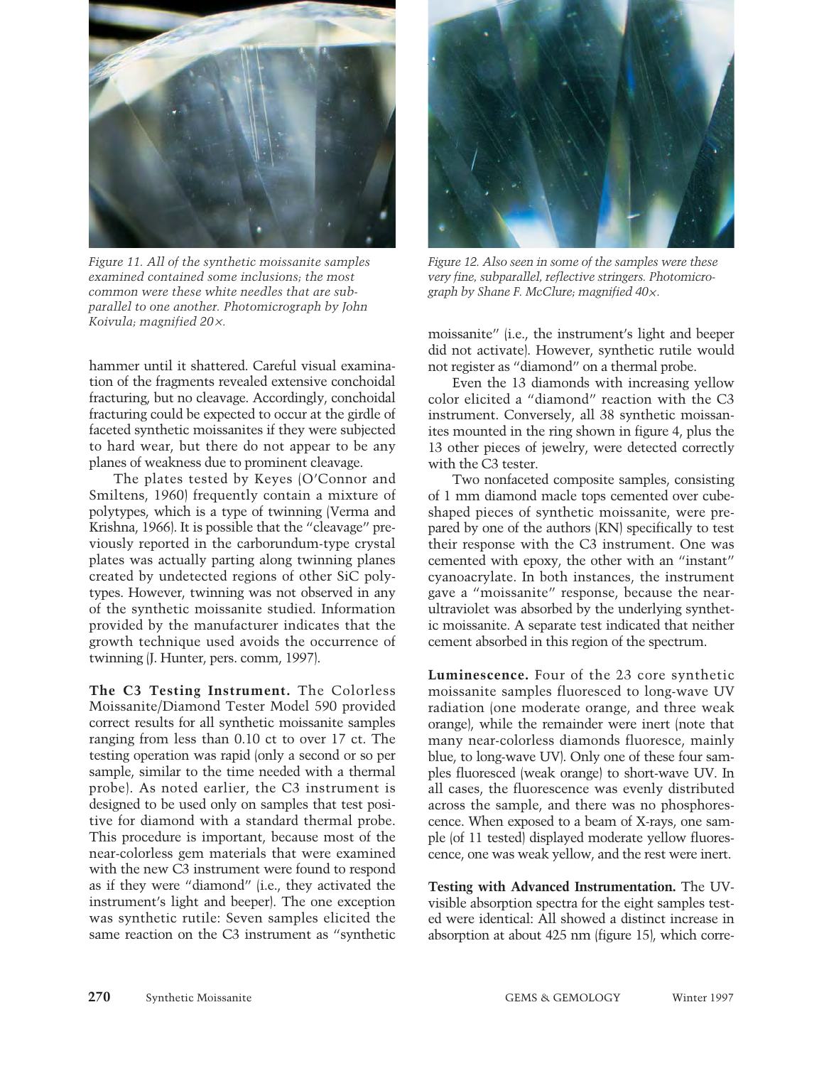Figure 11. All of the synthetic moissanite samples examined contained some inclusions; the most common were these white needles that are subparallel to one another. Photomicrograph by John Koivula; magnified 20×.

Figure 12. Also seen in some of the samples were these very fine, subparallel, reflective stringers. Photomicrograph by Shane F. McClure; magnified 40×.

hammer until it shattered. Careful visual examination of the fragments revealed extensive conchoidal fracturing, but no cleavage. Accordingly, conchoidal fracturing could be expected to occur at the girdle of faceted synthetic moissanites if they were subjected to hard wear, but there do not appear to be any planes of weakness due to prominent cleavage.

The plates tested by Keyes (O'Connor and Smiltens, 1960) frequently contain a mixture of polytypes, which is a type of twinning (Verma and Krishna, 1966). It is possible that the "cleavage" previously reported in the carborundum-type crystal plates was actually parting along twinning planes created by undetected regions of other SiC polytypes. However, twinning was not observed in any of the synthetic moissanite studied. Information provided by the manufacturer indicates that the growth technique used avoids the occurrence of twinning (J. Hunter, pers. comm, 1997).

**The C3 Testing Instrument.** The Colorless Moissanite/Diamond Tester Model 590 provided correct results for all synthetic moissanite samples ranging from less than 0.10 ct to over 17 ct. The testing operation was rapid (only a second or so per sample, similar to the time needed with a thermal probe). As noted earlier, the C3 instrument is designed to be used only on samples that test positive for diamond with a standard thermal probe. This procedure is important, because most of the near-colorless gem materials that were examined with the new C3 instrument were found to respond as if they were "diamond" (i.e., they activated the instrument's light and beeper). The one exception was synthetic rutile: Seven samples elicited the same reaction on the C3 instrument as "synthetic moissanite" (i.e., the instrument's light and beeper did not activate). However, synthetic rutile would not register as "diamond" on a thermal probe.

Even the 13 diamonds with increasing yellow color elicited a "diamond" reaction with the C3 instrument. Conversely, all 38 synthetic moissanites mounted in the ring shown in figure 4, plus the 13 other pieces of jewelry, were detected correctly with the C3 tester.

Two nonfaceted composite samples, consisting of 1 mm diamond macle tops cemented over cube-shaped pieces of synthetic moissanite, were prepared by one of the authors (KN) specifically to test their response with the C3 instrument. One was cemented with epoxy, the other with an "instant" cyanoacrylate. In both instances, the instrument gave a "moissanite" response, because the near-ultraviolet was absorbed by the underlying synthetic moissanite. A separate test indicated that neither cement absorbed in this region of the spectrum.

**Luminescence.** Four of the 23 core synthetic moissanite samples fluoresced to long-wave UV radiation (one moderate orange, and three weak orange), while the remainder were inert (note that many near-colorless diamonds fluoresce, mainly blue, to long-wave UV). Only one of these four samples fluoresced (weak orange) to short-wave UV. In all cases, the fluorescence was evenly distributed across the sample, and there was no phosphorescence. When exposed to a beam of X-rays, one sample (of 11 tested) displayed moderate yellow fluorescence, one was weak yellow, and the rest were inert.

**Testing with Advanced Instrumentation.** The UV-visible absorption spectra for the eight samples tested were identical: All showed a distinct increase in absorption at about 425 nm (figure 15), which corre-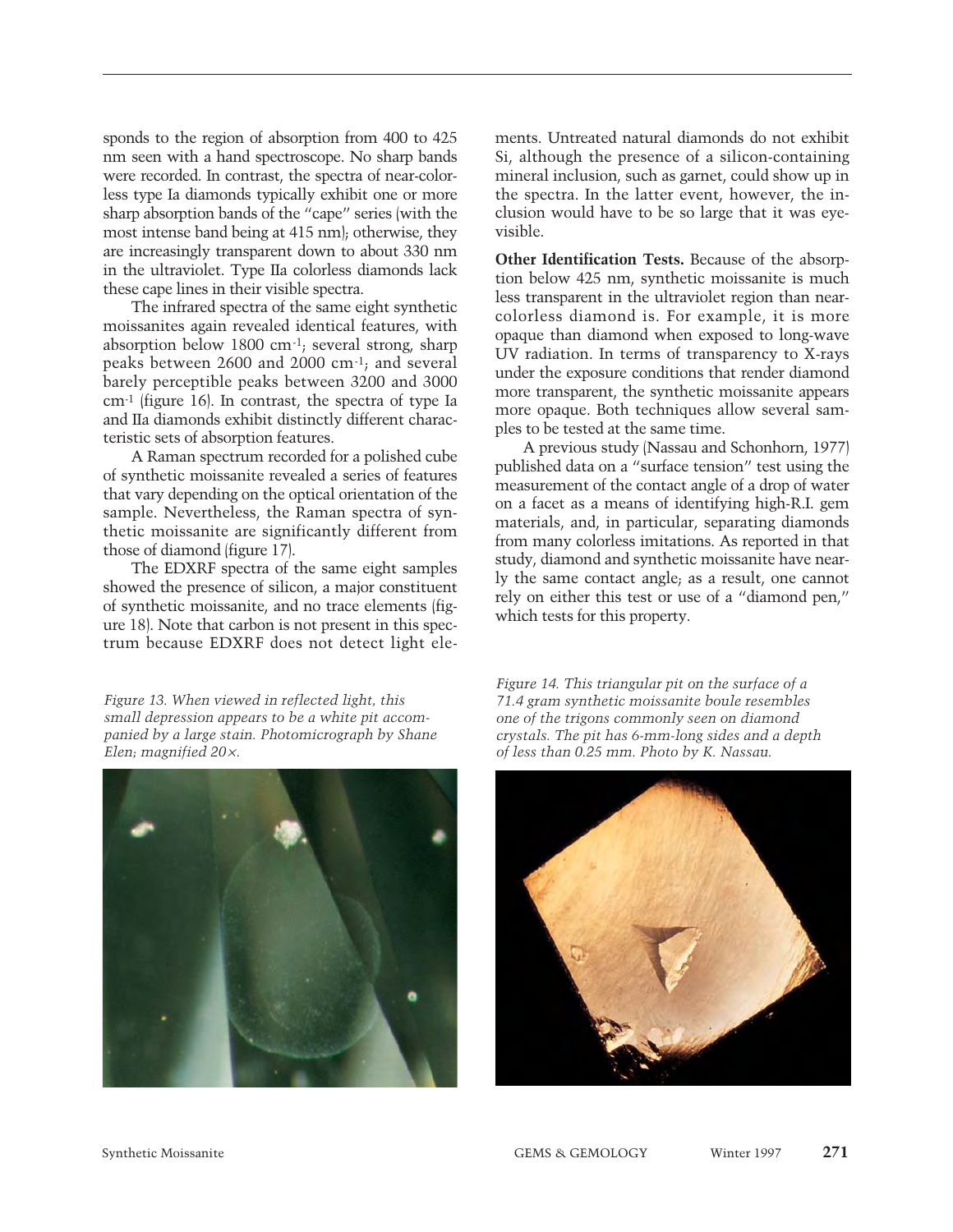sponds to the region of absorption from 400 to 425 nm seen with a hand spectroscope. No sharp bands were recorded. In contrast, the spectra of near-colorless type Ia diamonds typically exhibit one or more sharp absorption bands of the "cape" series (with the most intense band being at 415 nm); otherwise, they are increasingly transparent down to about 330 nm in the ultraviolet. Type IIa colorless diamonds lack these cape lines in their visible spectra.

The infrared spectra of the same eight synthetic moissanites again revealed identical features, with absorption below 1800 $cm^{-1}$; several strong, sharp peaks between 2600 and 2000 $cm^{-1}$; and several barely perceptible peaks between 3200 and 3000 $cm^{-1}$ (figure 16). In contrast, the spectra of type Ia and IIa diamonds exhibit distinctly different characteristic sets of absorption features.

A Raman spectrum recorded for a polished cube of synthetic moissanite revealed a series of features that vary depending on the optical orientation of the sample. Nevertheless, the Raman spectra of synthetic moissanite are significantly different from those of diamond (figure 17).

The EDXRF spectra of the same eight samples showed the presence of silicon, a major constituent of synthetic moissanite, and no trace elements (figure 18). Note that carbon is not present in this spectrum because EDXRF does not detect light elements. Untreated natural diamonds do not exhibit Si, although the presence of a silicon-containing mineral inclusion, such as garnet, could show up in the spectra. In the latter event, however, the inclusion would have to be so large that it was eye-visible.

**Other Identification Tests.** Because of the absorption below 425 nm, synthetic moissanite is much less transparent in the ultraviolet region than near-colorless diamond is. For example, it is more opaque than diamond when exposed to long-wave UV radiation. In terms of transparency to X-rays under the exposure conditions that render diamond more transparent, the synthetic moissanite appears more opaque. Both techniques allow several samples to be tested at the same time.

A previous study (Nassau and Schonhorn, 1977) published data on a "surface tension" test using the measurement of the contact angle of a drop of water on a facet as a means of identifying high-R.I. gem materials, and, in particular, separating diamonds from many colorless imitations. As reported in that study, diamond and synthetic moissanite have nearly the same contact angle; as a result, one cannot rely on either this test or use of a "diamond pen," which tests for this property.

*Figure 13. When viewed in reflected light, this small depression appears to be a white pit accompanied by a large stain. Photomicrograph by Shane Elen; magnified 20×.*

*Figure 14. This triangular pit on the surface of a 71.4 gram synthetic moissanite boule resembles one of the trigons commonly seen on diamond crystals. The pit has 6-mm-long sides and a depth of less than 0.25 mm. Photo by K. Nassau.*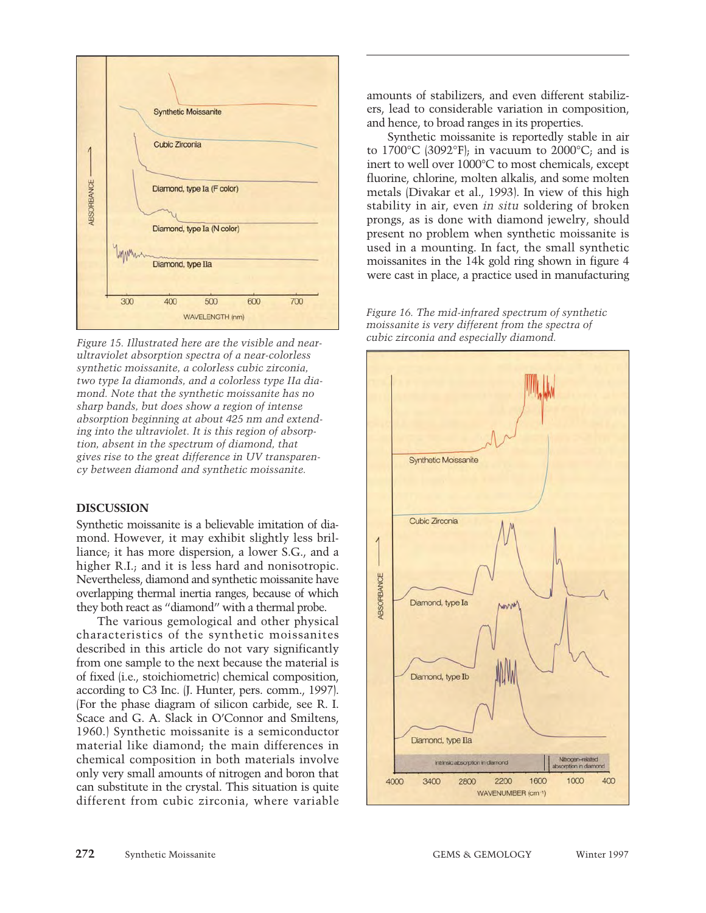Figure 15. Illustrated here are the visible and near-ultraviolet absorption spectra of a near-colorless synthetic moissanite, a colorless cubic zirconia, two type Ia diamonds, and a colorless type IIa diamond. Note that the synthetic moissanite has no sharp bands, but does show a region of intense absorption beginning at about 425 nm and extending into the ultraviolet. It is this region of absorption, absent in the spectrum of diamond, that gives rise to the great difference in UV transparency between diamond and synthetic moissanite.

## DISCUSSION

Synthetic moissanite is a believable imitation of diamond. However, it may exhibit slightly less brilliance; it has more dispersion, a lower S.G., and a higher R.I.; and it is less hard and nonisotropic. Nevertheless, diamond and synthetic moissanite have overlapping thermal inertia ranges, because of which they both react as "diamond" with a thermal probe.

The various gemological and other physical characteristics of the synthetic moissanites described in this article do not vary significantly from one sample to the next because the material is of fixed (i.e., stoichiometric) chemical composition, according to C3 Inc. (J. Hunter, pers. comm., 1997). (For the phase diagram of silicon carbide, see R. I. Scace and G. A. Slack in O'Connor and Smiltens, 1960.) Synthetic moissanite is a semiconductor material like diamond; the main differences in chemical composition in both materials involve only very small amounts of nitrogen and boron that can substitute in the crystal. This situation is quite different from cubic zirconia, where variable amounts of stabilizers, and even different stabilizers, lead to considerable variation in composition, and hence, to broad ranges in its properties.

Synthetic moissanite is reportedly stable in air to 1700°C (3092°F); in vacuum to 2000°C; and is inert to well over 1000°C to most chemicals, except fluorine, chlorine, molten alkalis, and some molten metals (Divakar et al., 1993). In view of this high stability in air, even *in situ* soldering of broken prongs, as is done with diamond jewelry, should present no problem when synthetic moissanite is used in a mounting. In fact, the small synthetic moissanites in the 14k gold ring shown in figure 4 were cast in place, a practice used in manufacturing

Figure 16. The mid-infrared spectrum of synthetic moissanite is very different from the spectra of cubic zirconia and especially diamond.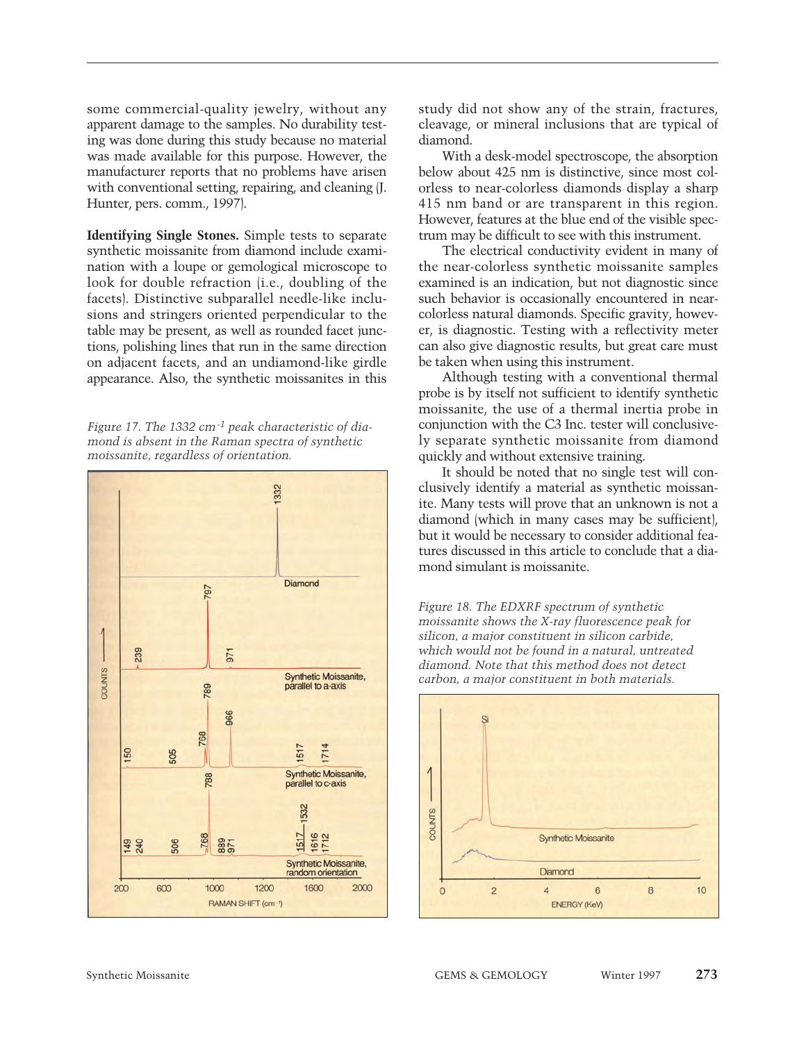some commercial-quality jewelry, without any apparent damage to the samples. No durability testing was done during this study because no material was made available for this purpose. However, the manufacturer reports that no problems have arisen with conventional setting, repairing, and cleaning (J. Hunter, pers. comm., 1997).

**Identifying Single Stones.** Simple tests to separate synthetic moissanite from diamond include examination with a loupe or gemological microscope to look for double refraction (i.e., doubling of the facets). Distinctive subparallel needle-like inclusions and stringers oriented perpendicular to the table may be present, as well as rounded facet junctions, polishing lines that run in the same direction on adjacent facets, and an undiamond-like girdle appearance. Also, the synthetic moissanites in this study did not show any of the strain, fractures, cleavage, or mineral inclusions that are typical of diamond.

With a desk-model spectroscope, the absorption below about 425 nm is distinctive, since most colorless to near-colorless diamonds display a sharp 415 nm band or are transparent in this region. However, features at the blue end of the visible spectrum may be difficult to see with this instrument.

The electrical conductivity evident in many of the near-colorless synthetic moissanite samples examined is an indication, but not diagnostic since such behavior is occasionally encountered in near-colorless natural diamonds. Specific gravity, however, is diagnostic. Testing with a reflectivity meter can also give diagnostic results, but great care must be taken when using this instrument.

Although testing with a conventional thermal probe is by itself not sufficient to identify synthetic moissanite, the use of a thermal inertia probe in conjunction with the C3 Inc. tester will conclusively separate synthetic moissanite from diamond quickly and without extensive training.

It should be noted that no single test will conclusively identify a material as synthetic moissanite. Many tests will prove that an unknown is not a diamond (which in many cases may be sufficient), but it would be necessary to consider additional features discussed in this article to conclude that a diamond simulant is moissanite.

*Figure 17. The 1332 $cm^{-1}$ peak characteristic of diamond is absent in the Raman spectra of synthetic moissanite, regardless of orientation.*

*Figure 18. The EDXRF spectrum of synthetic moissanite shows the X-ray fluorescence peak for silicon, a major constituent in silicon carbide, which would not be found in a natural, untreated diamond. Note that this method does not detect carbon, a major constituent in both materials.*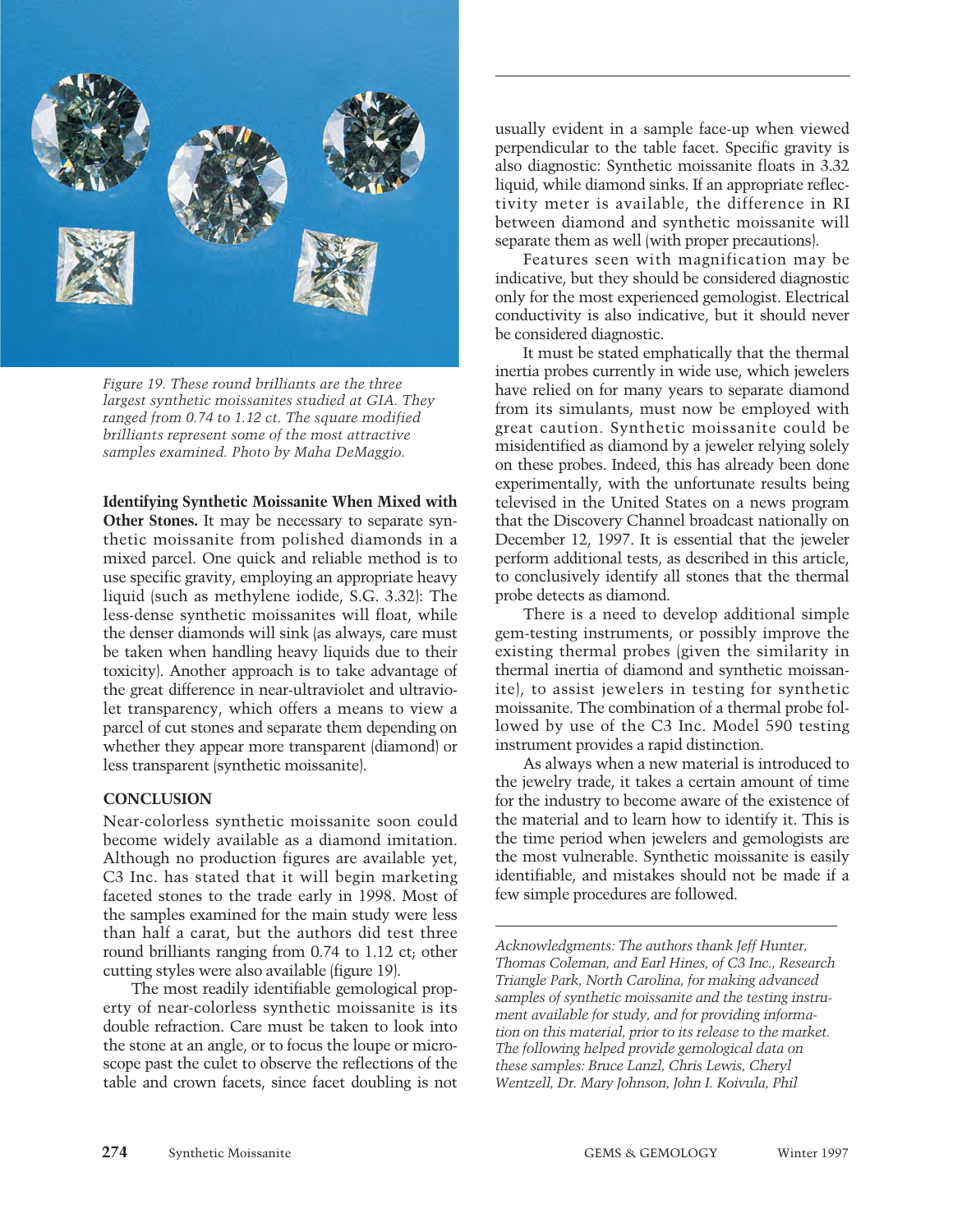Figure 19. These round brilliants are the three largest synthetic moissanites studied at GIA. They ranged from 0.74 to 1.12 ct. The square modified brilliants represent some of the most attractive samples examined. Photo by Maha DeMaggio.

**Identifying Synthetic Moissanite When Mixed with Other Stones.** It may be necessary to separate synthetic moissanite from polished diamonds in a mixed parcel. One quick and reliable method is to use specific gravity, employing an appropriate heavy liquid (such as methylene iodide, S.G. 3.32): The less-dense synthetic moissanites will float, while the denser diamonds will sink (as always, care must be taken when handling heavy liquids due to their toxicity). Another approach is to take advantage of the great difference in near-ultraviolet and ultraviolet transparency, which offers a means to view a parcel of cut stones and separate them depending on whether they appear more transparent (diamond) or less transparent (synthetic moissanite).

## CONCLUSION

Near-colorless synthetic moissanite soon could become widely available as a diamond imitation. Although no production figures are available yet, C3 Inc. has stated that it will begin marketing faceted stones to the trade early in 1998. Most of the samples examined for the main study were less than half a carat, but the authors did test three round brilliants ranging from 0.74 to 1.12 ct; other cutting styles were also available (figure 19).

The most readily identifiable gemological property of near-colorless synthetic moissanite is its double refraction. Care must be taken to look into the stone at an angle, or to focus the loupe or microscope past the culet to observe the reflections of the table and crown facets, since facet doubling is not usually evident in a sample face-up when viewed perpendicular to the table facet. Specific gravity is also diagnostic: Synthetic moissanite floats in 3.32 liquid, while diamond sinks. If an appropriate reflectivity meter is available, the difference in RI between diamond and synthetic moissanite will separate them as well (with proper precautions).

Features seen with magnification may be indicative, but they should be considered diagnostic only for the most experienced gemologist. Electrical conductivity is also indicative, but it should never be considered diagnostic.

It must be stated emphatically that the thermal inertia probes currently in wide use, which jewelers have relied on for many years to separate diamond from its simulants, must now be employed with great caution. Synthetic moissanite could be misidentified as diamond by a jeweler relying solely on these probes. Indeed, this has already been done experimentally, with the unfortunate results being televised in the United States on a news program that the Discovery Channel broadcast nationally on December 12, 1997. It is essential that the jeweler perform additional tests, as described in this article, to conclusively identify all stones that the thermal probe detects as diamond.

There is a need to develop additional simple gem-testing instruments, or possibly improve the existing thermal probes (given the similarity in thermal inertia of diamond and synthetic moissanite), to assist jewelers in testing for synthetic moissanite. The combination of a thermal probe followed by use of the C3 Inc. Model 590 testing instrument provides a rapid distinction.

As always when a new material is introduced to the jewelry trade, it takes a certain amount of time for the industry to become aware of the existence of the material and to learn how to identify it. This is the time period when jewelers and gemologists are the most vulnerable. Synthetic moissanite is easily identifiable, and mistakes should not be made if a few simple procedures are followed.

*Acknowledgments: The authors thank Jeff Hunter, Thomas Coleman, and Earl Hines, of C3 Inc., Research Triangle Park, North Carolina, for making advanced samples of synthetic moissanite and the testing instrument available for study, and for providing information on this material, prior to its release to the market. The following helped provide gemological data on these samples: Bruce Lanzl, Chris Lewis, Cheryl Wentzell, Dr. Mary Johnson, John I. Koivula, Phil*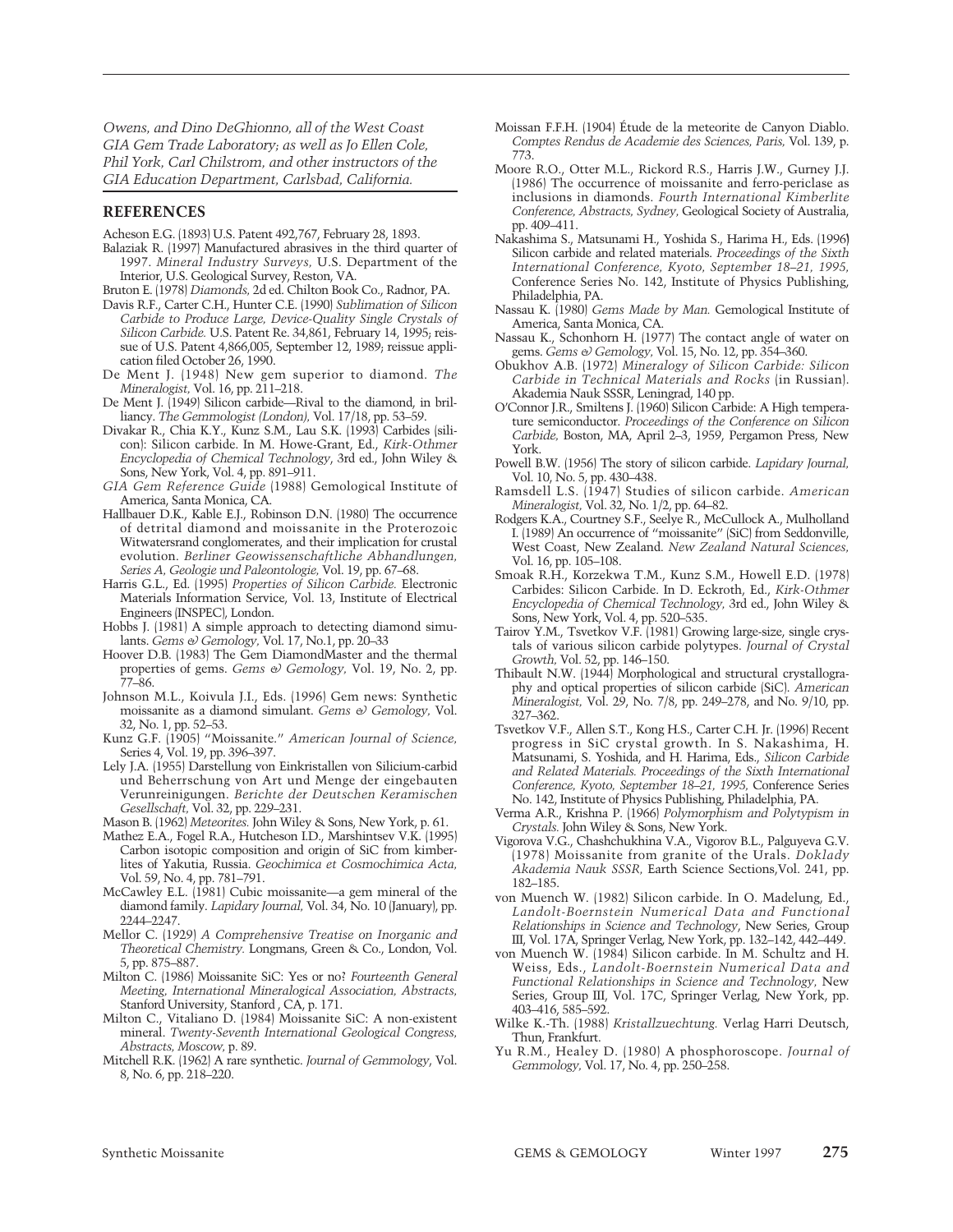*Owens, and Dino DeGhionno, all of the West Coast GIA Gem Trade Laboratory; as well as Jo Ellen Cole, Phil York, Carl Chilstrom, and other instructors of the GIA Education Department, Carlsbad, California.*

## REFERENCES

Acheson E.G. (1893) U.S. Patent 492,767, February 28, 1893.

Balaziak R. (1997) Manufactured abrasives in the third quarter of 1997. *Mineral Industry Surveys,* U.S. Department of the Interior, U.S. Geological Survey, Reston, VA.

Bruton E. (1978) *Diamonds,* 2d ed. Chilton Book Co., Radnor, PA.

Davis R.F., Carter C.H., Hunter C.E. (1990) *Sublimation of Silicon Carbide to Produce Large, Device-Quality Single Crystals of Silicon Carbide.* U.S. Patent Re. 34,861, February 14, 1995; reissue of U.S. Patent 4,866,005, September 12, 1989; reissue application filed October 26, 1990.

De Ment J. (1948) New gem superior to diamond. *The Mineralogist,* Vol. 16, pp. 211–218.

De Ment J. (1949) Silicon carbide—Rival to the diamond, in brilliancy. *The Gemmologist (London),* Vol. 17/18, pp. 53–59.

Divakar R., Chia K.Y., Kunz S.M., Lau S.K. (1993) Carbides (silicon): Silicon carbide. In M. Howe-Grant, Ed., *Kirk-Othmer Encyclopedia of Chemical Technology*, 3rd ed., John Wiley & Sons, New York, Vol. 4, pp. 891–911.

*GIA Gem Reference Guide* (1988) Gemological Institute of America, Santa Monica, CA.

Hallbauer D.K., Kable E.J., Robinson D.N. (1980) The occurrence of detrital diamond and moissanite in the Proterozoic Witwatersrand conglomerates, and their implication for crustal evolution. *Berliner Geowissenschaftliche Abhandlungen, Series A, Geologie und Paleontologie,* Vol. 19, pp. 67–68.

Harris G.L., Ed. (1995) *Properties of Silicon Carbide.* Electronic Materials Information Service, Vol. 13, Institute of Electrical Engineers (INSPEC), London.

Hobbs J. (1981) A simple approach to detecting diamond simulants. *Gems & Gemology,* Vol. 17, No.1, pp. 20–33

Hoover D.B. (1983) The Gem DiamondMaster and the thermal properties of gems. *Gems & Gemology,* Vol. 19, No. 2, pp. 77–86.

Johnson M.L., Koivula J.I., Eds. (1996) Gem news: Synthetic moissanite as a diamond simulant. *Gems & Gemology,* Vol. 32, No. 1, pp. 52–53.

Kunz G.F. (1905) "Moissanite." *American Journal of Science,* Series 4, Vol. 19, pp. 396–397.

Lely J.A. (1955) Darstellung von Einkristallen von Silicium-carbid und Beherrschung von Art und Menge der eingebauten Verunreinigungen. *Berichte der Deutschen Keramischen Gesellschaft,* Vol. 32, pp. 229–231.

Mason B. (1962) *Meteorites.* John Wiley & Sons, New York, p. 61.

Mathez E.A., Fogel R.A., Hutcheson I.D., Marshintsev V.K. (1995) Carbon isotopic composition and origin of SiC from kimberlites of Yakutia, Russia. *Geochimica et Cosmochimica Acta,* Vol. 59, No. 4, pp. 781–791.

McCawley E.L. (1981) Cubic moissanite—a gem mineral of the diamond family. *Lapidary Journal,* Vol. 34, No. 10 (January), pp. 2244–2247.

Mellor C. (1929) *A Comprehensive Treatise on Inorganic and Theoretical Chemistry.* Longmans, Green & Co., London, Vol. 5, pp. 875–887.

Milton C. (1986) Moissanite SiC: Yes or no? *Fourteenth General Meeting, International Mineralogical Association, Abstracts,* Stanford University, Stanford , CA, p. 171.

Milton C., Vitaliano D. (1984) Moissanite SiC: A non-existent mineral. *Twenty-Seventh International Geological Congress, Abstracts, Moscow,* p. 89.

Mitchell R.K. (1962) A rare synthetic. *Journal of Gemmology,* Vol. 8, No. 6, pp. 218–220.

Moissan F.F.H. (1904) Étude de la meteorite de Canyon Diablo. *Comptes Rendus de Academie des Sciences, Paris,* Vol. 139, p. 773.

Moore R.O., Otter M.L., Rickord R.S., Harris J.W., Gurney J.J. (1986) The occurrence of moissanite and ferro-periclase as inclusions in diamonds. *Fourth International Kimberlite Conference, Abstracts, Sydney,* Geological Society of Australia, pp. 409–411.

Nakashima S., Matsunami H., Yoshida S., Harima H., Eds. (1996) Silicon carbide and related materials. *Proceedings of the Sixth International Conference, Kyoto, September 18–21, 1995,* Conference Series No. 142, Institute of Physics Publishing, Philadelphia, PA.

Nassau K. (1980) *Gems Made by Man.* Gemological Institute of America, Santa Monica, CA.

Nassau K., Schonhorn H. (1977) The contact angle of water on gems. *Gems & Gemology,* Vol. 15, No. 12, pp. 354–360.

Obukhov A.B. (1972) *Mineralogy of Silicon Carbide: Silicon Carbide in Technical Materials and Rocks* (in Russian). Akademia Nauk SSSR, Leningrad, 140 pp.

O'Connor J.R., Smiltens J. (1960) Silicon Carbide: A High temperature semiconductor. *Proceedings of the Conference on Silicon Carbide,* Boston, MA, April 2–3, 1959, Pergamon Press, New York.

Powell B.W. (1956) The story of silicon carbide. *Lapidary Journal,* Vol. 10, No. 5, pp. 430–438.

Ramsdell L.S. (1947) Studies of silicon carbide. *American Mineralogist,* Vol. 32, No. 1/2, pp. 64–82.

Rodgers K.A., Courtney S.F., Seelye R., McCullock A., Mulholland I. (1989) An occurrence of "moissanite" (SiC) from Seddonville, West Coast, New Zealand. *New Zealand Natural Sciences,* Vol. 16, pp. 105–108.

Smoak R.H., Korzekwa T.M., Kunz S.M., Howell E.D. (1978) Carbides: Silicon Carbide. In D. Eckroth, Ed., *Kirk-Othmer Encyclopedia of Chemical Technology,* 3rd ed., John Wiley & Sons, New York, Vol. 4, pp. 520–535.

Tairov Y.M., Tsvetkov V.F. (1981) Growing large-size, single crystals of various silicon carbide polytypes. *Journal of Crystal Growth,* Vol. 52, pp. 146–150.

Thibault N.W. (1944) Morphological and structural crystallography and optical properties of silicon carbide (SiC). *American Mineralogist,* Vol. 29, No. 7/8, pp. 249–278, and No. 9/10, pp. 327–362.

Tsvetkov V.F., Allen S.T., Kong H.S., Carter C.H. Jr. (1996) Recent progress in SiC crystal growth. In S. Nakashima, H. Matsunami, S. Yoshida, and H. Harima, Eds., *Silicon Carbide and Related Materials. Proceedings of the Sixth International Conference, Kyoto, September 18–21, 1995,* Conference Series No. 142, Institute of Physics Publishing, Philadelphia, PA.

Verma A.R., Krishna P. (1966) *Polymorphism and Polytypism in Crystals.* John Wiley & Sons, New York.

Vigorova V.G., Chashchukhina V.A., Vigorov B.L., Palguyeva G.V. (1978) Moissanite from granite of the Urals. *Doklady Akademia Nauk SSSR,* Earth Science Sections,Vol. 241, pp. 182–185.

von Muench W. (1982) Silicon carbide. In O. Madelung, Ed., *Landolt-Boernstein Numerical Data and Functional Relationships in Science and Technology*, New Series, Group III, Vol. 17A, Springer Verlag, New York, pp. 132–142, 442–449.

von Muench W. (1984) Silicon carbide. In M. Schultz and H. Weiss, Eds., *Landolt-Boernstein Numerical Data and Functional Relationships in Science and Technology,* New Series, Group III, Vol. 17C, Springer Verlag, New York, pp. 403–416, 585–592.

Wilke K.-Th. (1988) *Kristallzuechtung.* Verlag Harri Deutsch, Thun, Frankfurt.

Yu R.M., Healey D. (1980) A phosphoroscope. *Journal of Gemmology,* Vol. 17, No. 4, pp. 250–258.